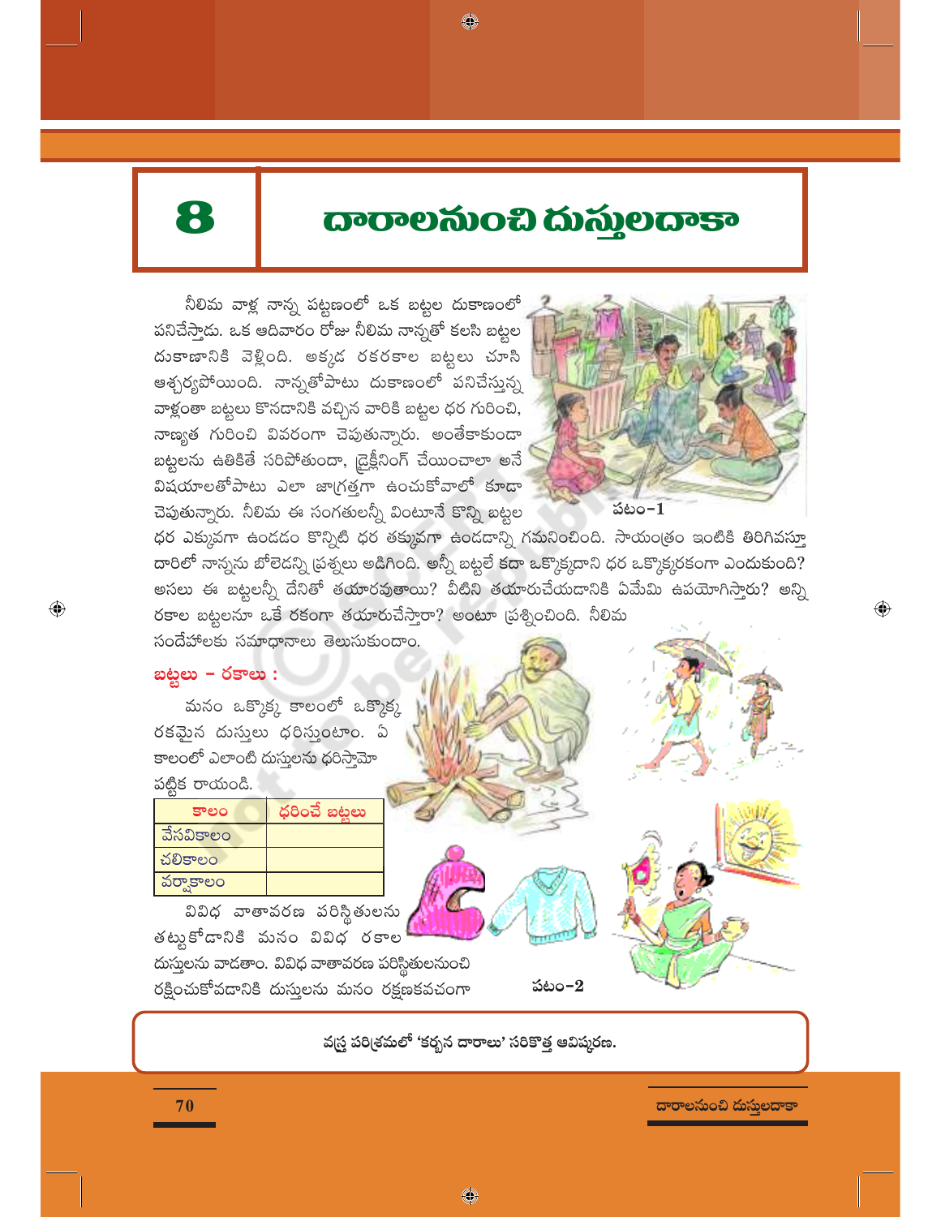# 8 దారాలనుంచి దుస్తులదాకా

నీలిమ వాళ్ల నాన్న పట్టణంలో ఒక బట్టల దుకాణంలో పనిచేస్తాడు. ఒక ఆదివారం రోజు నీలిమ నాన్నతో కలసి బట్టల దుకాణానికి వెళ్లింది. అక్కడ రకరకాల బట్టలు చూసి ఆశ్చర్యపోయింది. నాన్నతోపాటు దుకాణంలో పనిచేస్తున్న వాళ్లంతా బట్టలు కొనడానికి వచ్చిన వారికి బట్టల ధర గురించి, నాణ్యత గురించి వివరంగా చెపుతున్నారు. అంతేకాకుండా బట్టలను ఉతికితే సరిపోతుందా, డ్రైక్లీనింగ్ చేయించాలా అనే విషయాలతోపాటు ఎలా జాగ్రత్తగా ఉంచుకోవాలో కూడా చెపుతున్నారు. నీలిమ ఈ సంగతులన్నీ వింటూనే కొన్ని బట్టల ధర ఎక్కువగా ఉండడం కొన్నిటి ధర తక్కువగా ఉండడాన్ని గమనించింది. సాయంత్రం ఇంటికి తిరిగివస్తూ దారిలో నాన్నను బోలెడన్ని ప్రశ్నలు అడిగింది. అన్నీ బట్టలే కదా ఒక్కొక్కదాని ధర ఒక్కొక్కరకంగా ఎందుకుంది? అసలు ఈ బట్టలన్నీ దేనితో తయారవుతాయి? వీటిని తయారుచేయడానికి ఏమేమి ఉపయోగిస్తారు? అన్ని రకాల బట్టలనూ ఒకే రకంగా తయారుచేస్తారా? అంటూ ప్రశ్నించింది. నీలిమ సందేహాలకు సమాధానాలు తెలుసుకుందాం.

పటం-1

## బట్టలు – రకాలు :

మనం ఒక్కొక్క కాలంలో ఒక్కొక్క రకమైన దుస్తులు ధరిస్తుంటాం. ఏ కాలంలో ఎలాంటి దుస్తులను ధరిస్తామో పట్టిక రాయండి.

| కాలం | ధరించే బట్టలు |
|---|---|
| వేసవికాలం | |
| చలికాలం | |
| వర్షాకాలం | |

వివిధ వాతావరణ పరిస్థితులను తట్టుకోడానికి మనం వివిధ రకాల దుస్తులను వాడతాం. వివిధ వాతావరణ పరిస్థితులనుంచి రక్షించుకోవడానికి దుస్తులను మనం రక్షణకవచంగా

పటం-2

వస్త్ర పరిశ్రమలో 'కర్బన దారాలు' సరికొత్త ఆవిష్కరణ.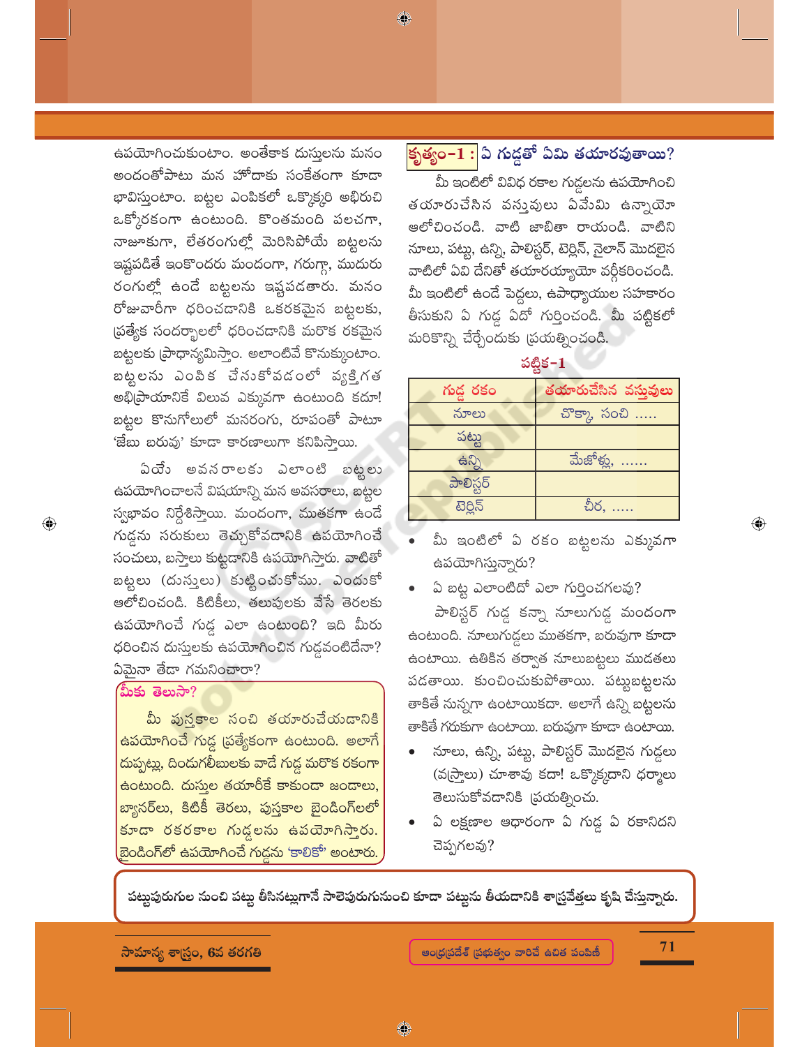ఉపయోగించుకుంటాం. అంతేకాక దుస్తులను మనం అందంతోపాటు మన హోదాకు సంకేతంగా కూడా భావిస్తుంటాం. బట్టల ఎంపికలో ఒక్కొక్కరి అభిరుచి ఒక్కోరకంగా ఉంటుంది. కొంతమంది పలచగా, నాజూకుగా, లేతరంగుల్లో మెరిసిపోయే బట్టలను ఇష్టపడితే ఇంకొందరు మందంగా, గరుగ్గా, ముదురు రంగుల్లో ఉండే బట్టలను ఇష్టపడతారు. మనం రోజువారీగా ధరించడానికి ఒకరకమైన బట్టలకు, ప్రత్యేక సందర్భాలలో ధరించడానికి మరొక రకమైన బట్టలకు ప్రాధాన్యమిస్తాం. అలాంటివే కొనుక్కుంటాం. బట్టలను ఎంపిక చేసుకోవడంలో వ్యక్తిగత అభిప్రాయానికే విలువ ఎక్కువగా ఉంటుంది కదూ! బట్టల కొనుగోలులో మనరంగు, రూపంతో పాటూ 'జేబు బరువు' కూడా కారణాలుగా కనిపిస్తాయి.

ఏయే అవసరాలకు ఎలాంటి బట్టలు ఉపయోగించాలనే విషయాన్ని మన అవసరాలు, బట్టల స్వభావం నిర్దేశిస్తాయి. మందంగా, ముతకగా ఉండే గుడ్డను సరుకులు తెచ్చుకోవడానికి ఉపయోగించే సంచులు, బస్తాలు కుట్టడానికి ఉపయోగిస్తారు. వాటితో బట్టలు (దుస్తులు) కుట్టించుకోము. ఎందుకో ఆలోచించండి. కిటికీలు, తలుపులకు వేసే తెరలకు ఉపయోగించే గుడ్డ ఎలా ఉంటుంది? ఇది మీరు ధరించిన దుస్తులకు ఉపయోగించిన గుడ్డవంటిదేనా? ఏమైనా తేడా గమనించారా?

**మీకు తెలుసా?**

మీ పుస్తకాల సంచి తయారుచేయడానికి ఉపయోగించే గుడ్డ ప్రత్యేకంగా ఉంటుంది. అలాగే దుప్పట్లు, దిండుగలీబులకు వాడే గుడ్డ మరొక రకంగా ఉంటుంది. దుస్తుల తయారీకే కాకుండా జండాలు, బ్యానర్లు, కిటికీ తెరలు, పుస్తకాల బైండింగ్‌లలో కూడా రకరకాల గుడ్డలను ఉపయోగిస్తారు. బైండింగ్‌లో ఉపయోగించే గుడ్డను 'కాలికో' అంటారు.

## కృత్యం-1 : ఏ గుడ్డతో ఏమి తయారవుతాయి?

మీ ఇంటిలో వివిధ రకాల గుడ్డలను ఉపయోగించి తయారుచేసిన వస్తువులు ఏవేమి ఉన్నాయో ఆలోచించండి. వాటి జాబితా రాయండి. వాటిని నూలు, పట్టు, ఉన్ని, పాలిస్టర్, టెర్లిన్, నైలాన్ మొదలైన వాటిలో ఏవి దేనితో తయారయ్యాయో వర్గీకరించండి. మీ ఇంటిలో ఉండే పెద్దలు, ఉపాధ్యాయుల సహకారం తీసుకుని ఏ గుడ్డ ఏదో గుర్తించండి. మీ పట్టికలో మరికొన్ని చేర్చేందుకు ప్రయత్నించండి.

**పట్టిక-1**

| గుడ్డ రకం | తయారుచేసిన వస్తువులు |
|---|---|
| నూలు | చొక్కా, సంచి ..... |
| పట్టు | |
| ఉన్ని | మేజోళ్లు, ...... |
| పాలిస్టర్ | |
| టెర్లిన్ | చీర, ..... |

- మీ ఇంటిలో ఏ రకం బట్టలను ఎక్కువగా ఉపయోగిస్తున్నారు?
- ఏ బట్ట ఎలాంటిదో ఎలా గుర్తించగలవు?

పాలిస్టర్ గుడ్డ కన్నా నూలుగుడ్డ మందంగా ఉంటుంది. నూలుగుడ్డలు ముతకగా, బరువుగా కూడా ఉంటాయి. ఉతికిన తర్వాత నూలుబట్టలు ముడతలు పడతాయి. కుంచించుకుపోతాయి. పట్టుబట్టలను తాకితే నున్నగా ఉంటాయికదా. అలాగే ఉన్ని బట్టలను తాకితే గరుకుగా ఉంటాయి. బరువుగా కూడా ఉంటాయి.

- నూలు, ఉన్ని, పట్టు, పాలిస్టర్ మొదలైన గుడ్డలు (వస్త్రాలు) చూశావు కదా! ఒక్కొక్కదాని ధర్మాలు తెలుసుకోవడానికి ప్రయత్నించు.
- ఏ లక్షణాల ఆధారంగా ఏ గుడ్డ ఏ రకానిదని చెప్పగలవు?

పట్టుపురుగుల నుంచి పట్టు తీసినట్లుగానే సాలెపురుగునుంచి కూడా పట్టును తీయడానికి శాస్త్రవేత్తలు కృషి చేస్తున్నారు.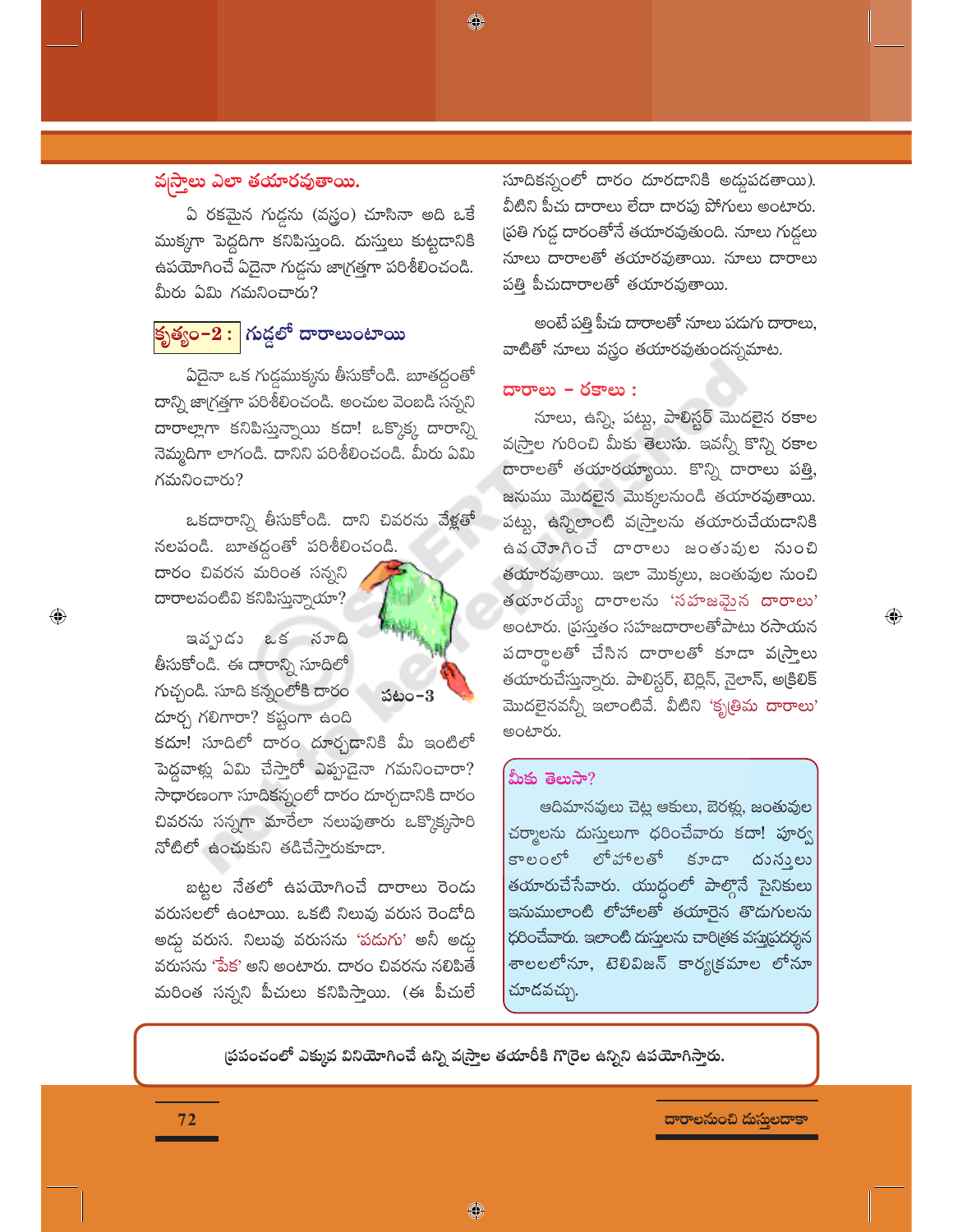## వస్త్రాలు ఎలా తయారవుతాయి.

ఏ రకమైన గుడ్డను (వస్త్రం) చూసినా అది ఒకే ముక్కగా పెద్దదిగా కనిపిస్తుంది. దుస్తులు కుట్టడానికి ఉపయోగించే ఏదైనా గుడ్డను జాగ్రత్తగా పరిశీలించండి. మీరు ఏమి గమనించారు?

### కృత్యం-2 : గుడ్డలో దారాలుంటాయి

ఏదైనా ఒక గుడ్డముక్కను తీసుకోండి. బూతద్దంతో దాన్ని జాగ్రత్తగా పరిశీలించండి. అంచుల వెంబడి సన్నని దారాల్లాగా కనిపిస్తున్నాయి కదా! ఒక్కొక్క దారాన్ని నెమ్మదిగా లాగండి. దానిని పరిశీలించండి. మీరు ఏమి గమనించారు?

ఒకదారాన్ని తీసుకోండి. దాని చివరను వేళ్లతో నలపండి. బూతద్దంతో పరిశీలించండి. దారం చివరన మరింత సన్నని దారాలవంటివి కనిపిస్తున్నాయా?

పటం-3

ఇప్పుడు ఒక సూది తీసుకోండి. ఈ దారాన్ని సూదిలో గుచ్చండి. సూది కన్నంలోకి దారం దూర్చ గలిగారా? కష్టంగా ఉంది కదూ! సూదిలో దారం దూర్చడానికి మీ ఇంటిలో పెద్దవాళ్లు ఏమి చేస్తారో ఎప్పుడైనా గమనించారా? సాధారణంగా సూదికన్నంలో దారం దూర్చడానికి దారం చివరను సన్నగా మారేలా నలుపుతారు ఒక్కొక్కసారి నోటిలో ఉంచుకుని తడిచేస్తారుకూడా.

బట్టల నేతలో ఉపయోగించే దారాలు రెండు వరుసలలో ఉంటాయి. ఒకటి నిలువు వరుస రెండోది అడ్డ వరుస. నిలువు వరుసను 'పడుగు' అనీ అడ్డ వరుసను 'పేక' అని అంటారు. దారం చివరను నలిపితే మరింత సన్నని పీచులు కనిపిస్తాయి. (ఈ పీచులే సూదికన్నంలో దారం దూరడానికి అడ్డుపడతాయి). వీటిని పీచు దారాలు లేదా దారపు పోగులు అంటారు. ప్రతి గుడ్డ దారంతోనే తయారవుతుంది. నూలు గుడ్డలు నూలు దారాలతో తయారవుతాయి. నూలు దారాలు పత్తి పీచుదారాలతో తయారవుతాయి.

అంటే పత్తి పీచు దారాలతో నూలు పడుగు దారాలు, వాటితో నూలు వస్త్రం తయారవుతుందన్నమాట.

### దారాలు - రకాలు :

నూలు, ఉన్ని, పట్టు, పాలిస్టర్ మొదలైన రకాల వస్త్రాల గురించి మీకు తెలుసు. ఇవన్నీ కొన్ని రకాల దారాలతో తయారయ్యాయి. కొన్ని దారాలు పత్తి, జనుము మొదలైన మొక్కలనుండి తయారవుతాయి. పట్టు, ఉన్నిలాంటి వస్త్రాలను తయారుచేయడానికి ఉపయోగించే దారాలు జంతువుల నుంచి తయారవుతాయి. ఇలా మొక్కలు, జంతువుల నుంచి తయారయ్యే దారాలను 'సహజమైన దారాలు' అంటారు. ప్రస్తుతం సహజదారాలతోపాటు రసాయన పదార్థాలతో చేసిన దారాలతో కూడా వస్త్రాలు తయారుచేస్తున్నారు. పాలిస్టర్, టెర్లిన్, నైలాన్, అక్రిలిక్ మొదలైనవన్నీ ఇలాంటివే. వీటిని 'కృత్రిమ దారాలు' అంటారు.

**మీకు తెలుసా?**

ఆదిమానవులు చెట్ల ఆకులు, బెరళ్లు, జంతువుల చర్మాలను దుస్తులుగా ధరించేవారు కదా! పూర్వ కాలంలో లోహాలతో కూడా దుస్తులు తయారుచేసేవారు. యుద్ధంలో పాల్గొనే సైనికులు ఇనుములాంటి లోహాలతో తయారైన తొడుగులను ధరించేవారు. ఇలాంటి దుస్తులను చారిత్రక వస్తుప్రదర్శన శాలలలోనూ, టెలివిజన్ కార్యక్రమాల లోనూ చూడవచ్చు.

ప్రపంచంలో ఎక్కువ వినియోగించే ఉన్ని వస్త్రాల తయారీకి గొర్రెల ఉన్నిని ఉపయోగిస్తారు.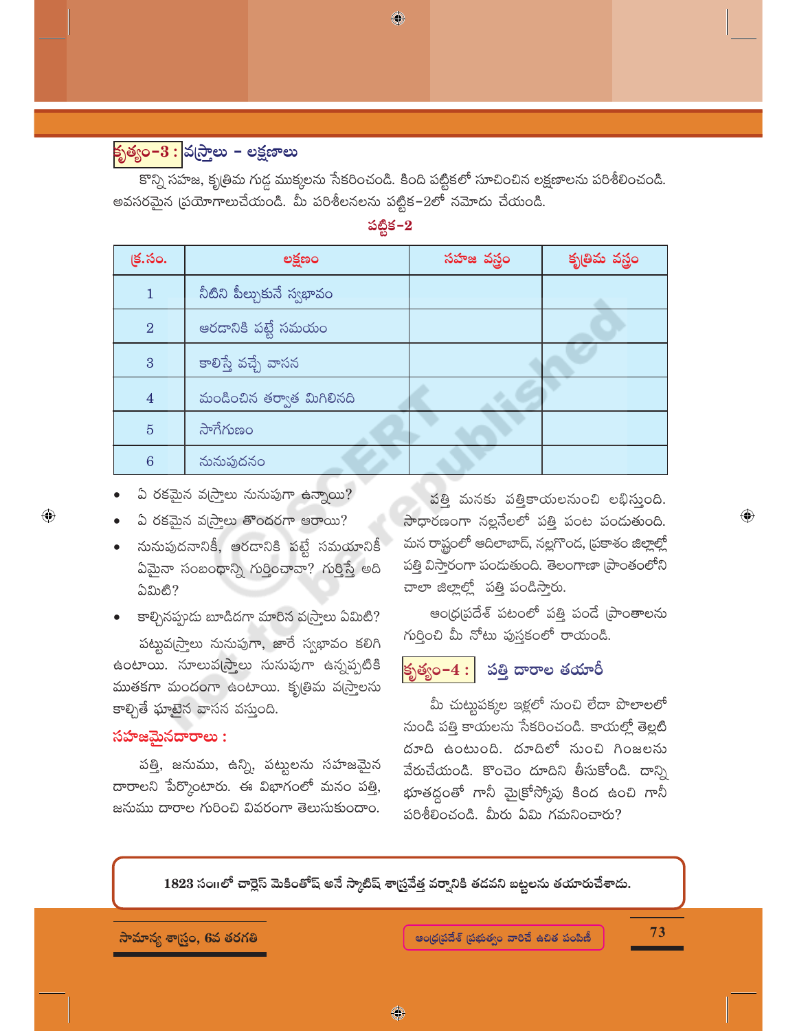### కృత్యం-3 : వస్త్రాలు - లక్షణాలు

కొన్ని సహజ, కృత్రిమ గుడ్డ ముక్కలను సేకరించండి. కింది పట్టికలో సూచించిన లక్షణాలను పరిశీలించండి. అవసరమైన ప్రయోగాలుచేయండి. మీ పరిశీలనలను పట్టిక-2లో నమోదు చేయండి.

**పట్టిక-2**

| క్ర.సం. | లక్షణం | సహజ వస్త్రం | కృత్రిమ వస్త్రం |
|---|---|---|---|
| 1 | నీటిని పీల్చుకునే స్వభావం | | |
| 2 | ఆరడానికి పట్టే సమయం | | |
| 3 | కాలిస్తే వచ్చే వాసన | | |
| 4 | మండించిన తర్వాత మిగిలినది | | |
| 5 | సాగేగుణం | | |
| 6 | నునుపుదనం | | |

- ఏ రకమైన వస్త్రాలు నునుపుగా ఉన్నాయి?
- ఏ రకమైన వస్త్రాలు తొందరగా ఆరాయి?
- నునుపుదనానికీ, ఆరడానికి పట్టే సమయానికీ ఏమైనా సంబంధాన్ని గుర్తించావా? గుర్తిస్తే అది ఏమిటి?
- కాల్చినప్పుడు బూడిదగా మారిన వస్త్రాలు ఏమిటి?

పట్టువస్త్రాలు నునుపుగా, జారే స్వభావం కలిగి ఉంటాయి. నూలువస్త్రాలు నునుపుగా ఉన్నప్పటికి ముతకగా మందంగా ఉంటాయి. కృత్రిమ వస్త్రాలను కాల్చితే ఘాటైన వాసన వస్తుంది.

#### సహజమైనదారాలు :

పత్తి, జనుము, ఉన్ని, పట్టులను సహజమైన దారాలని పేర్కొంటారు. ఈ విభాగంలో మనం పత్తి, జనుము దారాల గురించి వివరంగా తెలుసుకుందాం.

పత్తి మనకు పత్తికాయలనుంచి లభిస్తుంది. సాధారణంగా నల్లనేలలో పత్తి పంట పండుతుంది. మన రాష్ట్రంలో ఆదిలాబాద్, నల్లగొండ, ప్రకాశం జిల్లాల్లో పత్తి విస్తారంగా పండుతుంది. తెలంగాణా ప్రాంతంలోని చాలా జిల్లాల్లో పత్తి పండిస్తారు.

ఆంధ్రప్రదేశ్ పటంలో పత్తి పండే ప్రాంతాలను గుర్తించి మీ నోటు పుస్తకంలో రాయండి.

### కృత్యం-4 : పత్తి దారాల తయారీ

మీ చుట్టుపక్కల ఇళ్లలో నుంచి లేదా పొలాలలో నుండి పత్తి కాయలను సేకరించండి. కాయల్లో తెల్లటి దూది ఉంటుంది. దూదిలో నుంచి గింజలను వేరుచేయండి. కొంచెం దూదిని తీసుకోండి. దాన్ని భూతద్దంతో గానీ మైక్రోస్కోపు కింద ఉంచి గానీ పరిశీలించండి. మీరు ఏమి గమనించారు?

**1823 సం॥లో చార్లెస్ మెకింతోష్ అనే స్కాటిష్ శాస్త్రవేత్త వర్షానికి తడవని బట్టలను తయారుచేశాడు.**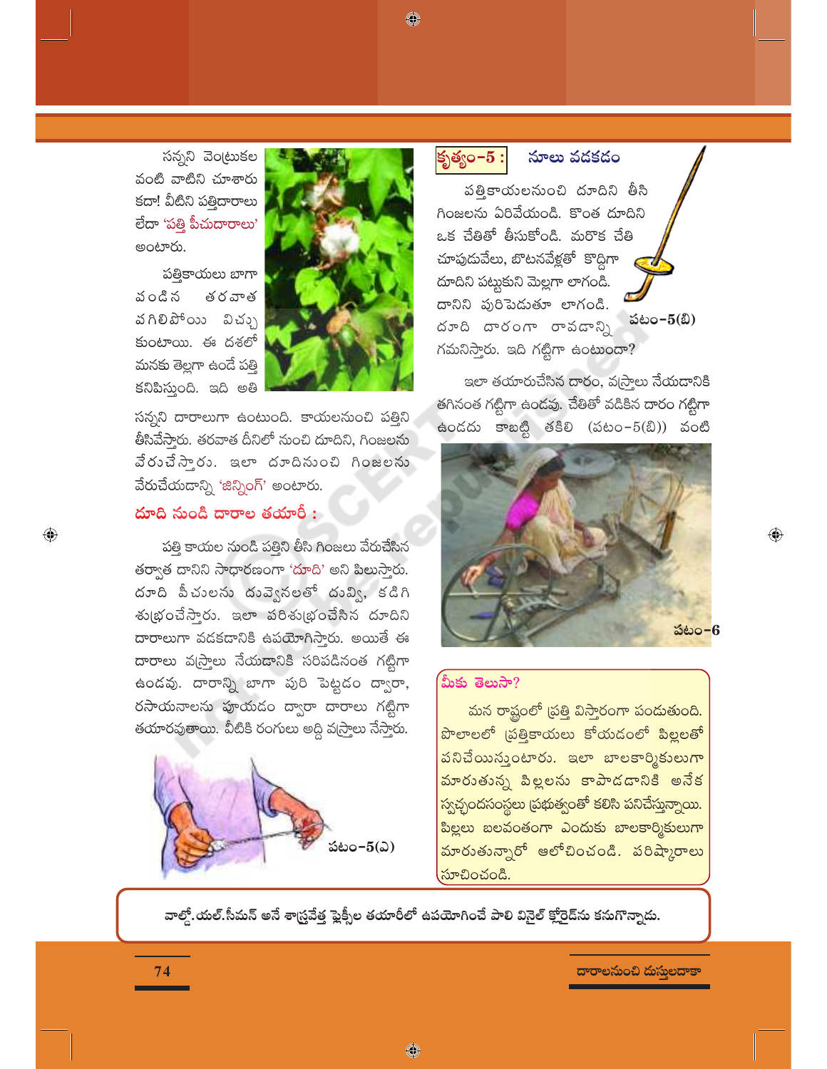సన్నని వెంట్రుకల వంటి వాటిని చూశారు కదా! వీటిని పత్తిదారాలు లేదా 'పత్తి పీచుదారాలు' అంటారు.

పత్తికాయలు బాగా పండిన తరవాత పగిలిపోయి విచ్చు కుంటాయి. ఈ దశలో మనకు తెల్లగా ఉండే పత్తి కనిపిస్తుంది. ఇది అతి సన్నని దారాలుగా ఉంటుంది. కాయలనుంచి పత్తిని తీసివేస్తారు. తరవాత దీనిలో నుంచి దూదిని, గింజలను వేరుచేస్తారు. ఇలా దూదినుంచి గింజలను వేరుచేయడాన్ని 'జిన్నింగ్' అంటారు.

### దూది నుండి దారాల తయారీ :

పత్తి కాయల నుండి పత్తిని తీసి గింజలు వేరుచేసిన తర్వాత దానిని సాధారణంగా 'దూది' అని పిలుస్తారు. దూది పీచులను దువ్వెనలతో దువ్వి, కడిగి శుభ్రంచేస్తారు. ఇలా పరిశుభ్రంచేసిన దూదిని దారాలుగా వడకడానికి ఉపయోగిస్తారు. అయితే ఈ దారాలు వస్త్రాలు నేయడానికి సరిపడినంత గట్టిగా ఉండవు. దారాన్ని బాగా పురి పెట్టడం ద్వారా, రసాయనాలను పూయడం ద్వారా దారాలు గట్టిగా తయారవుతాయి. వీటికి రంగులు అద్ది వస్త్రాలు నేస్తారు.

పటం-5(ఎ)

**కృత్యం-5 : నూలు వడకడం**

పత్తికాయలనుంచి దూదిని తీసి గింజలను ఏరివేయండి. కొంత దూదిని ఒక చేతితో తీసుకోండి. మరొక చేతి చూపుడువేలు, బొటనవేళ్లతో కొద్దిగా దూదిని పట్టుకుని మెల్లగా లాగండి. దానిని పురిపెడుతూ లాగండి. దూది దారంగా రావడాన్ని గమనిస్తారు. ఇది గట్టిగా ఉంటుందా?

పటం-5(బి)

ఇలా తయారుచేసిన దారం, వస్త్రాలు నేయడానికి తగినంత గట్టిగా ఉండవు. చేతితో వడికిన దారం గట్టిగా ఉండదు కాబట్టి తకిలి (పటం-5(బి)) వంటి

పటం-6

**మీకు తెలుసా?**

మన రాష్ట్రంలో ప్రత్తి విస్తారంగా పండుతుంది. పొలాలలో ప్రత్తికాయలు కోయడంలో పిల్లలతో పనిచేయిస్తుంటారు. ఇలా బాలకార్మికులుగా మారుతున్న పిల్లలను కాపాడడానికి అనేక స్వచ్ఛందసంస్థలు ప్రభుత్వంతో కలిసి పనిచేస్తున్నాయి. పిల్లలు బలవంతంగా ఎందుకు బాలకార్మికులుగా మారుతున్నారో ఆలోచించండి. పరిష్కారాలు సూచించండి.

**వాల్డో.యల్.సీమన్ అనే శాస్త్రవేత్త ఫ్లెక్సీల తయారీలో ఉపయోగించే పాలి వినైల్ క్లోరైడ్‌ను కనుగొన్నాడు.**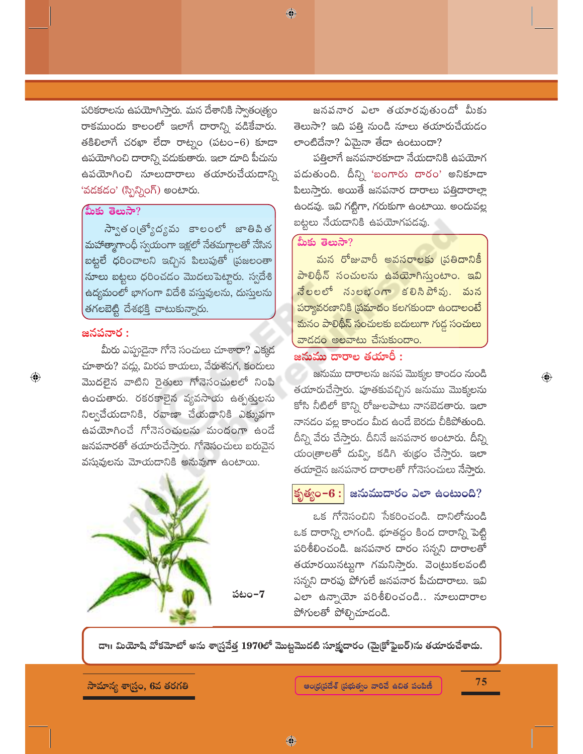పరికరాలను ఉపయోగిస్తారు. మన దేశానికి స్వాతంత్ర్యం రాకముందు కాలంలో ఇలాగే దారాన్ని వడికేవారు. తకిలిలాగే చరఖా లేదా రాట్నం (పటం–6) కూడా ఉపయోగించి దారాన్ని వడుకుతారు. ఇలా దూది పీచును ఉపయోగించి నూలుదారాలు తయారుచేయడాన్ని 'వడకడం' (స్పిన్నింగ్) అంటారు.

> **మీకు తెలుసా?**
>
> స్వాతంత్ర్యోద్యమ కాలంలో జాతిపిత మహాత్మాగాంధీ స్వయంగా ఇళ్లలో నేతమగ్గాలతో నేసిన బట్టలే ధరించాలని ఇచ్చిన పిలుపుతో ప్రజలంతా నూలు బట్టలు ధరించడం మొదలుపెట్టారు. స్వదేశీ ఉద్యమంలో భాగంగా విదేశీ వస్తువులను, దుస్తులను తగలబెట్టి దేశభక్తి చాటుకున్నారు.

### జనపనార :

మీరు ఎప్పుడైనా గోనె సంచులు చూశారా? ఎక్కడ చూశారు? వడ్లు, మిరప కాయలు, వేరుశనగ, కందులు మొదలైన వాటిని రైతులు గోనెసంచులలో నింపి ఉంచుతారు. రకరకాలైన వ్యవసాయ ఉత్పత్తులను నిల్వచేయడానికి, రవాణా చేయడానికి ఎక్కువగా ఉపయోగించే గోనెసంచులను మందంగా ఉండే జనపనారతో తయారుచేస్తారు. గోనెసంచులు బరువైన వస్తువులను మోయడానికి అనువుగా ఉంటాయి.

పటం–7

జనపనార ఎలా తయారవుతుందో మీకు తెలుసా? ఇది పత్తి నుండి నూలు తయారుచేయడం లాంటిదేనా? ఏమైనా తేడా ఉంటుందా?

పత్తిలాగే జనపనారకూడా నేయడానికి ఉపయోగ పడుతుంది. దీన్ని 'బంగారు దారం' అనికూడా పిలుస్తారు. అయితే జనపనార దారాలు పత్తిదారాల్లా ఉండవు. ఇవి గట్టిగా, గరుకుగా ఉంటాయి. అందువల్ల బట్టలు నేయడానికి ఉపయోగపడవు.

> **మీకు తెలుసా?**
>
> మన రోజువారీ అవసరాలకు ప్రతిదానికీ పాలిథీన్ సంచులను ఉపయోగిస్తుంటాం. ఇవి నేలలలో సులభంగా కలిసిపోవు. మన పర్యావరణానికి ప్రమాదం కలగకుండా ఉండాలంటే మనం పాలిథీన్ సంచులకు బదులుగా గుడ్డ సంచులు వాడడం అలవాటు చేసుకుందాం.

### జనుము దారాల తయారీ :

జనుము దారాలను జనప మొక్కల కాండం నుండి తయారుచేస్తారు. పూతకువచ్చిన జనుము మొక్కలను కోసి నీటిలో కొన్ని రోజులపాటు నానబెడతారు. ఇలా నానడం వల్ల కాండం మీద ఉండే బెరడు చీకిపోతుంది. దీన్ని వేరు చేస్తారు. దీనినే జనపనార అంటారు. దీన్ని యంత్రాలతో దువ్వి, కడిగి శుభ్రం చేస్తారు. ఇలా తయారైన జనపనార దారాలతో గోనెసంచులు నేస్తారు.

### కృత్యం–6 : జనుముదారం ఎలా ఉంటుంది?

ఒక గోనెసంచిని సేకరించండి. దానిలోనుండి ఒక దారాన్ని లాగండి. భూతద్దం కింద దారాన్ని పెట్టి పరిశీలించండి. జనపనార దారం సన్నని దారాలతో తయారయినట్టుగా గమనిస్తారు. వెంట్రుకలవంటి సన్నని దారపు పోగులే జనపనార పీచుదారాలు. ఇవి ఎలా ఉన్నాయో పరిశీలించండి.. నూలుదారాల పోగులతో పోల్చిచూడండి.

**డా॥ మియోషి వోకమోటో అను శాస్త్రవేత్త 1970లో మొట్టమొదటి సూక్ష్మదారం (మైక్రోఫైబర్)ను తయారుచేశాడు.**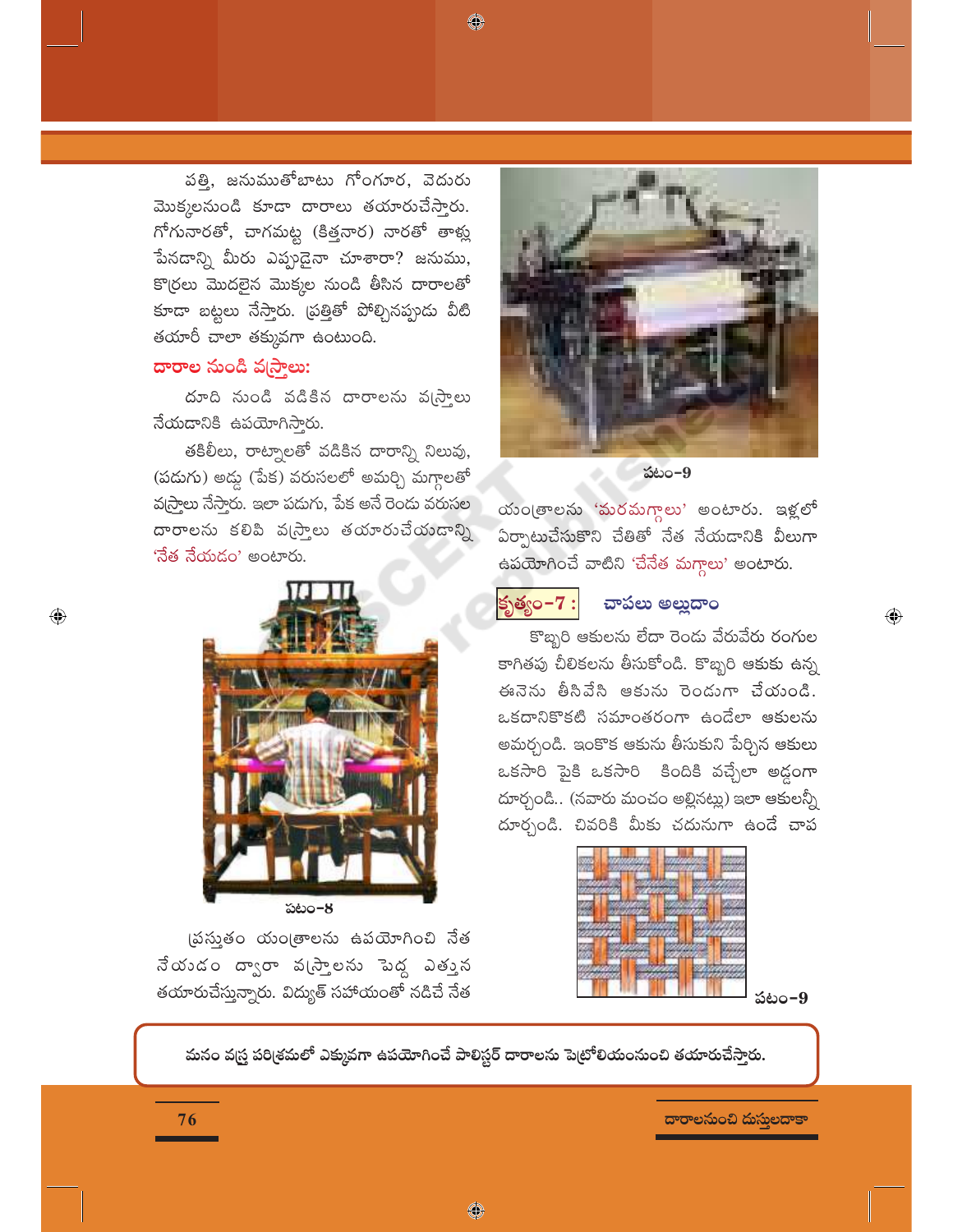పత్తి, జనుముతోబాటు గోంగూర, వెదురు మొక్కలనుండి కూడా దారాలు తయారుచేస్తారు. గోగునారతో, చాగమట్ట (కిత్తనార) నారతో తాళ్ళు పేనడాన్ని మీరు ఎప్పుడైనా చూశారా? జనుము, కొబ్బరి మొదలైన మొక్కల నుండి తీసిన దారాలతో కూడా బట్టలు నేస్తారు. ప్రత్తితో పోల్చినప్పుడు వీటి తయారీ చాలా తక్కువగా ఉంటుంది.

### దారాల నుండి వస్త్రాలు:

దూది నుండి వడికిన దారాలను వస్త్రాలు నేయడానికి ఉపయోగిస్తారు.

తకిలీలు, రాట్నాలతో వడికిన దారాన్ని నిలువు, (పడుగు) అడ్డ (పేక) వరుసలలో అమర్చి మగ్గాలతో వస్త్రాలు నేస్తారు. ఇలా పడుగు, పేక అనే రెండు వరుసల దారాలను కలిపి వస్త్రాలు తయారుచేయడాన్ని 'నేత నేయడం' అంటారు.

పటం-8

ప్రస్తుతం యంత్రాలను ఉపయోగించి నేత నేయడం ద్వారా వస్త్రాలను పెద్ద ఎత్తున తయారుచేస్తున్నారు. విద్యుత్ సహాయంతో నడిచే నేత

పటం-9

యంత్రాలను 'మరమగ్గాలు' అంటారు. ఇళ్లలో ఏర్పాటుచేసుకొని చేతితో నేత నేయడానికి వీలుగా ఉపయోగించే వాటిని 'చేనేత మగ్గాలు' అంటారు.

### కృత్యం-7 : చాపలు అల్లుదాం

కొబ్బరి ఆకులను లేదా రెండు వేరువేరు రంగుల కాగితపు చీలికలను తీసుకోండి. కొబ్బరి ఆకుకు ఉన్న ఈనెను తీసివేసి ఆకును రెండుగా చేయండి. ఒకదానికొకటి సమాంతరంగా ఉండేలా ఆకులను అమర్చండి. ఇంకొక ఆకును తీసుకుని పేర్చిన ఆకులు ఒకసారి పైకి ఒకసారి కిందికి వచ్చేలా అడ్డంగా దూర్చండి.. (నవారు మంచం అల్లినట్లు) ఇలా ఆకులన్నీ దూర్చండి. చివరికి మీకు చదునుగా ఉండే చాప

పటం-9

మనం వస్త్ర పరిశ్రమలో ఎక్కువగా ఉపయోగించే పాలిస్టర్ దారాలను పెట్రోలియంనుంచి తయారుచేస్తారు.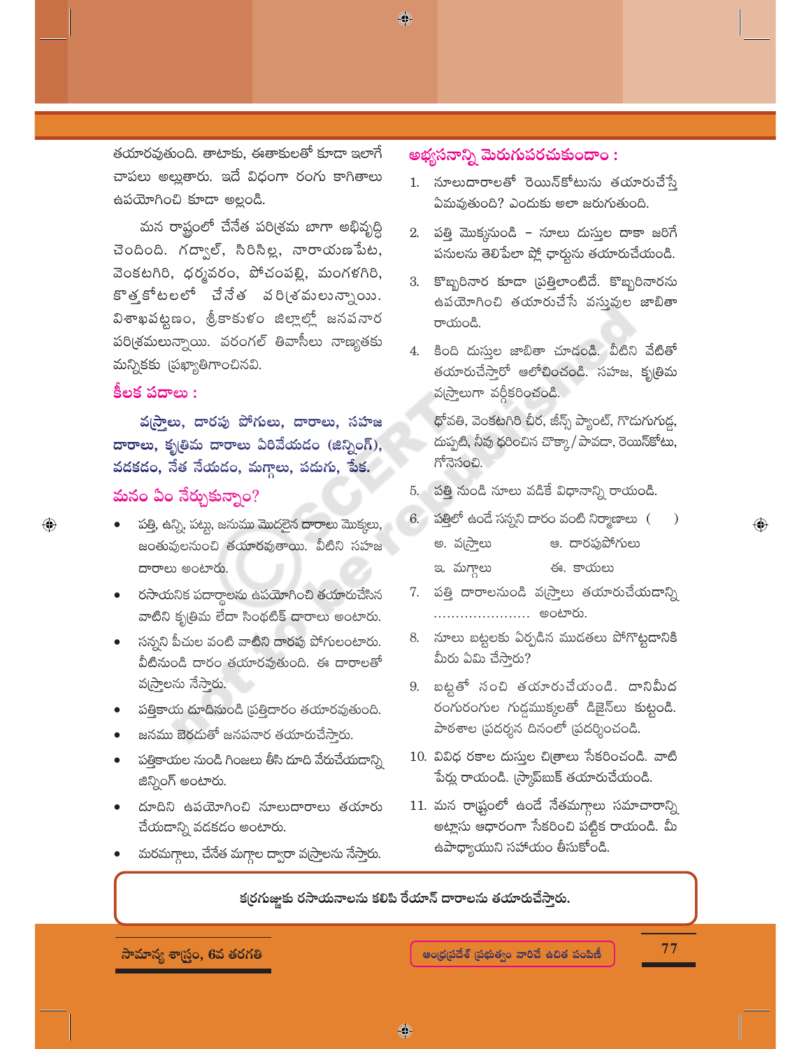తయారవుతుంది. తాటాకు, ఈతాకులతో కూడా ఇలాగే చాపలు అల్లుతారు. ఇదే విధంగా రంగు కాగితాలు ఉపయోగించి కూడా అల్లండి.

మన రాష్ట్రంలో చేనేత పరిశ్రమ బాగా అభివృద్ధి చెందింది. గద్వాల్, సిరిసిల్ల, నారాయణపేట, వెంకటగిరి, ధర్మవరం, పోచంపల్లి, మంగళగిరి, కొత్తకోటలలో చేనేత పరిశ్రమలున్నాయి. విశాఖపట్టణం, శ్రీకాకుళం జిల్లాల్లో జనపనార పరిశ్రమలున్నాయి. వరంగల్ తివాసీలు నాణ్యతకు మన్నికకు ప్రఖ్యాతిగాంచినవి.

## కీలక పదాలు :

**వస్త్రాలు, దారపు పోగులు, దారాలు, సహజ దారాలు, కృత్రిమ దారాలు ఏరివేయడం (జిన్నింగ్), వడకడం, నేత నేయడం, మగ్గాలు, పడుగు, పేక.**

## మనం ఏం నేర్చుకున్నాం?

- పత్తి, ఉన్ని, పట్టు, జనుము మొదలైన దారాలు మొక్కలు, జంతువులనుంచి తయారవుతాయి. వీటిని సహజ దారాలు అంటారు.
- రసాయనిక పదార్థాలను ఉపయోగించి తయారుచేసిన వాటిని కృత్రిమ లేదా సింథటిక్ దారాలు అంటారు.
- సన్నని పీచుల వంటి వాటిని దారపు పోగులంటారు. వీటినుండి దారం తయారవుతుంది. ఈ దారాలతో వస్త్రాలను నేస్తారు.
- పత్తికాయ దూదినుండి ప్రత్తిదారం తయారవుతుంది.
- జనుము బెరడుతో జనపనార తయారుచేస్తారు.
- పత్తికాయల నుండి గింజలు తీసి దూది వేరుచేయడాన్ని జిన్నింగ్ అంటారు.
- దూదిని ఉపయోగించి నూలుదారాలు తయారు చేయడాన్ని వడకడం అంటారు.
- మరమగ్గాలు, చేనేత మగ్గాల ద్వారా వస్త్రాలను నేస్తారు.

## అభ్యసనాన్ని మెరుగుపరచుకుందాం :

1. నూలుదారాలతో రెయిన్‌కోటును తయారుచేస్తే ఏమవుతుంది? ఎందుకు అలా జరుగుతుంది.
2. పత్తి మొక్కనుండి – నూలు దుస్తుల దాకా జరిగే పనులను తెలిపేలా ఫ్లో ఛార్టును తయారుచేయండి.
3. కొబ్బరినార కూడా ప్రత్తిలాంటిదే. కొబ్బరినారను ఉపయోగించి తయారుచేసే వస్తువుల జాబితా రాయండి.
4. కింది దుస్తుల జాబితా చూడండి. వీటిని వేటితో తయారుచేస్తారో ఆలోచించండి. సహజ, కృత్రిమ వస్త్రాలుగా వర్గీకరించండి.

   ధోవతి, వెంకటగిరి చీర, జీన్స్ ప్యాంట్, గొడుగుగుడ్డ, దుప్పటి, నీవు ధరించిన చొక్కా/పావడా, రెయిన్‌కోటు, గోనెసంచి.
5. పత్తి నుండి నూలు వడికే విధానాన్ని రాయండి.
6. పత్తిలో ఉండే సన్నని దారం వంటి నిర్మాణాలు (    )

   అ. వస్త్రాలు    ఆ. దారపుపోగులు

   ఇ. మగ్గాలు    ఈ. కాయలు
7. పత్తి దారాలనుండి వస్త్రాలు తయారుచేయడాన్ని ...................... అంటారు.
8. నూలు బట్టలకు ఏర్పడిన ముడతలు పోగొట్టడానికి మీరు ఏమి చేస్తారు?
9. బట్టతో సంచి తయారుచేయండి. దానిమీద రంగురంగుల గుడ్డముక్కలతో డిజైన్‌లు కుట్టండి. పాఠశాల ప్రదర్శన దినంలో ప్రదర్శించండి.
10. వివిధ రకాల దుస్తుల చిత్రాలు సేకరించండి. వాటి పేర్లు రాయండి. స్క్రాప్‌బుక్ తయారుచేయండి.
11. మన రాష్ట్రంలో ఉండే నేతమగ్గాలు సమాచారాన్ని అట్లాసు ఆధారంగా సేకరించి పట్టిక రాయండి. మీ ఉపాధ్యాయుని సహాయం తీసుకోండి.

**కర్రగుజ్జుకు రసాయనాలను కలిపి రేయాన్ దారాలను తయారుచేస్తారు.**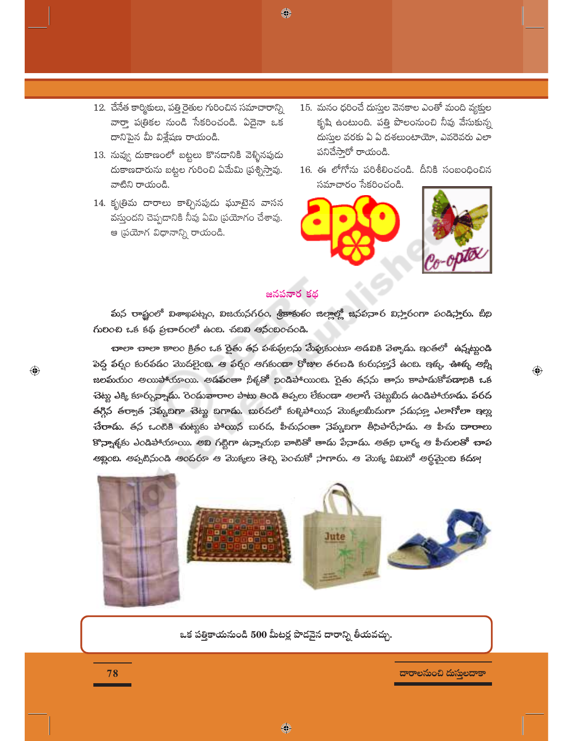12. చేనేత కార్మికులు, పత్తి రైతుల గురించిన సమాచారాన్ని వార్తా పత్రికల నుండి సేకరించండి. ఏదైనా ఒక దానిపైన మీ విశ్లేషణ రాయండి.

13. నువ్వు దుకాణంలో బట్టలు కొనడానికి వెళ్ళినపుడు దుకాణదారును బట్టల గురించి ఏమేమి ప్రశ్నిస్తావు. వాటిని రాయండి.

14. కృత్రిమ దారాలు కాల్చినపుడు ఘాటైన వాసన వస్తుందని చెప్పడానికి నీవు ఏమి ప్రయోగం చేశావు. ఆ ప్రయోగ విధానాన్ని రాయండి.

15. మనం ధరించే దుస్తుల వెనకాల ఎంతో మంది వ్యక్తుల కృషి ఉంటుంది. పత్తి పొలంనుంచి నీవు వేసుకున్న దుస్తుల వరకు ఏ ఏ దశలుంటాయో, ఎవరెవరు ఎలా పనిచేస్తారో రాయండి.

16. ఈ లోగోను పరిశీలించండి. దీనికి సంబంధించిన సమాచారం సేకరించండి.

apco

Co-optex

## జనపనార కథ

మన రాష్ట్రంలో విశాఖపట్నం, విజయనగరం, శ్రీకాకుళం జిల్లాల్లో జనపనార విస్తారంగా పండిస్తారు. దీని గురించి ఒక కథ ప్రచారంలో ఉంది. చదివి ఆనందించండి.

చాలా చాలా కాలం క్రితం ఒక రైతు తన పశువులను మేపుకుంటూ అడవికి వెళ్ళాడు. ఇంతలో ఉన్నట్టుండి పెద్ద వర్షం కురవడం మొదలైంది. ఆ వర్షం ఆగకుండా రోజుల తరబడి కురుస్తూనే ఉంది. ఇళ్ళు, ఊళ్ళు అన్నీ జలమయం అయిపోయాయి. అడవంతా నీళ్ళతో నిండిపోయింది. రైతు తనను తాను కాపాడుకోవడానికి ఒక చెట్టు ఎక్కి కూర్చున్నాడు. రెండువారాల పాటు తిండి తిప్పలు లేకుండా అలాగే చెట్టుమీద ఉండిపోయాడు. వరద తగ్గిన తర్వాత నెమ్మదిగా చెట్టు దిగాడు. బురదలో కుళ్ళిపోయిన మొక్కలమీదుగా నడుస్తూ ఎలాగోలా ఇల్లు చేరాడు. తన ఒంటికి చుట్టుకు పోయిన బురద, పీచునంతా నెమ్మదిగా తీసిపారేసాడు. ఆ పీచు దారాలు కొన్నాళ్ళకు ఎండిపోయాయి. అవి గట్టిగా ఉన్నాయని వాటితో తాడు పేనాడు. అతని భార్య ఆ పీచులతో చాప అల్లింది. అప్పటినుండి అందరూ ఆ మొక్కలు తెచ్చి పెంచుకో సాగారు. ఆ మొక్క ఏమిటో అర్థమైంది కదూ!

Jute

ఒక పత్తికాయనుండి 500 మీటర్ల పొడవైన దారాన్ని తీయవచ్చు.